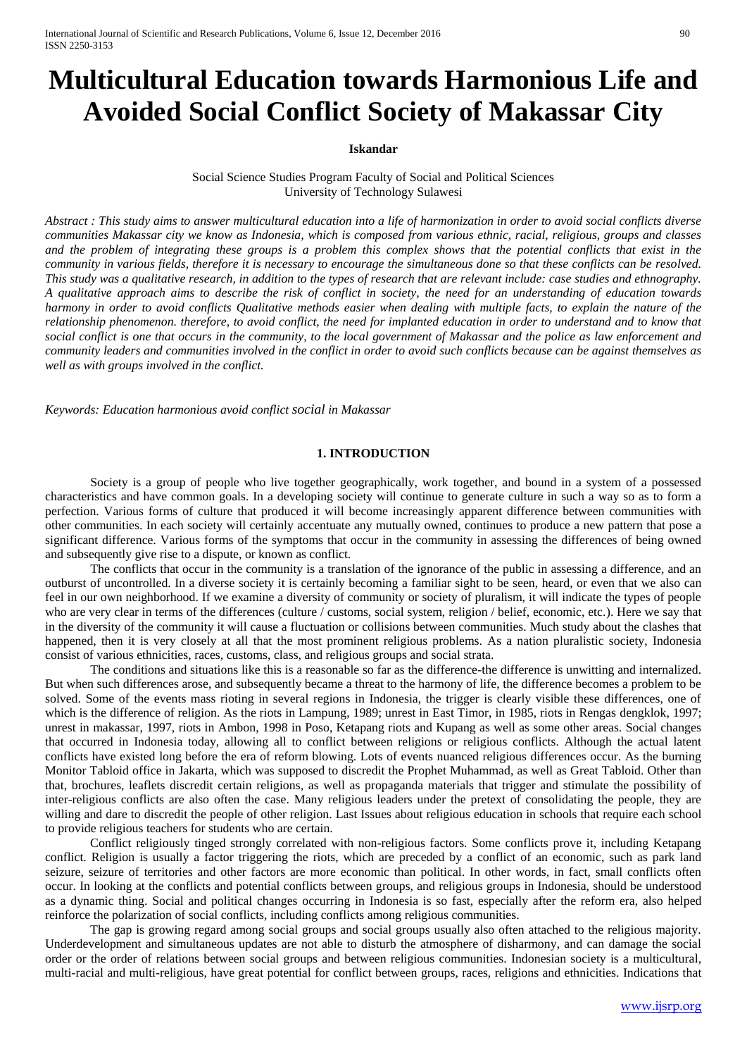# Multicultural Education towards Harmonious Life and Avoided Social Conflict Society of Makassar City

**Iskandar**

Social Science Studies Program Faculty of Social and Political Sciences
University of Technology Sulawesi

*Abstract : This study aims to answer multicultural education into a life of harmonization in order to avoid social conflicts diverse communities Makassar city we know as Indonesia, which is composed from various ethnic, racial, religious, groups and classes and the problem of integrating these groups is a problem this complex shows that the potential conflicts that exist in the community in various fields, therefore it is necessary to encourage the simultaneous done so that these conflicts can be resolved. This study was a qualitative research, in addition to the types of research that are relevant include: case studies and ethnography. A qualitative approach aims to describe the risk of conflict in society, the need for an understanding of education towards harmony in order to avoid conflicts Qualitative methods easier when dealing with multiple facts, to explain the nature of the relationship phenomenon. therefore, to avoid conflict, the need for implanted education in order to understand and to know that social conflict is one that occurs in the community, to the local government of Makassar and the police as law enforcement and community leaders and communities involved in the conflict in order to avoid such conflicts because can be against themselves as well as with groups involved in the conflict.*

*Keywords: Education harmonious avoid conflict social in Makassar*

## 1. INTRODUCTION

Society is a group of people who live together geographically, work together, and bound in a system of a possessed characteristics and have common goals. In a developing society will continue to generate culture in such a way so as to form a perfection. Various forms of culture that produced it will become increasingly apparent difference between communities with other communities. In each society will certainly accentuate any mutually owned, continues to produce a new pattern that pose a significant difference. Various forms of the symptoms that occur in the community in assessing the differences of being owned and subsequently give rise to a dispute, or known as conflict.

The conflicts that occur in the community is a translation of the ignorance of the public in assessing a difference, and an outburst of uncontrolled. In a diverse society it is certainly becoming a familiar sight to be seen, heard, or even that we also can feel in our own neighborhood. If we examine a diversity of community or society of pluralism, it will indicate the types of people who are very clear in terms of the differences (culture / customs, social system, religion / belief, economic, etc.). Here we say that in the diversity of the community it will cause a fluctuation or collisions between communities. Much study about the clashes that happened, then it is very closely at all that the most prominent religious problems. As a nation pluralistic society, Indonesia consist of various ethnicities, races, customs, class, and religious groups and social strata.

The conditions and situations like this is a reasonable so far as the difference-the difference is unwitting and internalized. But when such differences arose, and subsequently became a threat to the harmony of life, the difference becomes a problem to be solved. Some of the events mass rioting in several regions in Indonesia, the trigger is clearly visible these differences, one of which is the difference of religion. As the riots in Lampung, 1989; unrest in East Timor, in 1985, riots in Rengas dengklok, 1997; unrest in makassar, 1997, riots in Ambon, 1998 in Poso, Ketapang riots and Kupang as well as some other areas. Social changes that occurred in Indonesia today, allowing all to conflict between religions or religious conflicts. Although the actual latent conflicts have existed long before the era of reform blowing. Lots of events nuanced religious differences occur. As the burning Monitor Tabloid office in Jakarta, which was supposed to discredit the Prophet Muhammad, as well as Great Tabloid. Other than that, brochures, leaflets discredit certain religions, as well as propaganda materials that trigger and stimulate the possibility of inter-religious conflicts are also often the case. Many religious leaders under the pretext of consolidating the people, they are willing and dare to discredit the people of other religion. Last Issues about religious education in schools that require each school to provide religious teachers for students who are certain.

Conflict religiously tinged strongly correlated with non-religious factors. Some conflicts prove it, including Ketapang conflict. Religion is usually a factor triggering the riots, which are preceded by a conflict of an economic, such as park land seizure, seizure of territories and other factors are more economic than political. In other words, in fact, small conflicts often occur. In looking at the conflicts and potential conflicts between groups, and religious groups in Indonesia, should be understood as a dynamic thing. Social and political changes occurring in Indonesia is so fast, especially after the reform era, also helped reinforce the polarization of social conflicts, including conflicts among religious communities.

The gap is growing regard among social groups and social groups usually also often attached to the religious majority. Underdevelopment and simultaneous updates are not able to disturb the atmosphere of disharmony, and can damage the social order or the order of relations between social groups and between religious communities. Indonesian society is a multicultural, multi-racial and multi-religious, have great potential for conflict between groups, races, religions and ethnicities. Indications that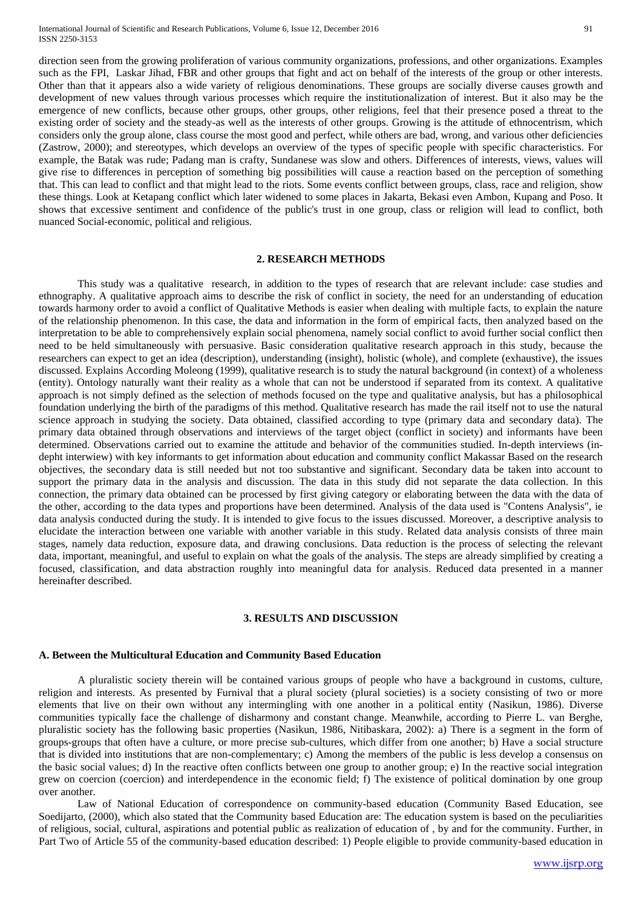direction seen from the growing proliferation of various community organizations, professions, and other organizations. Examples such as the FPI, Laskar Jihad, FBR and other groups that fight and act on behalf of the interests of the group or other interests. Other than that it appears also a wide variety of religious denominations. These groups are socially diverse causes growth and development of new values through various processes which require the institutionalization of interest. But it also may be the emergence of new conflicts, because other groups, other groups, other religions, feel that their presence posed a threat to the existing order of society and the steady-as well as the interests of other groups. Growing is the attitude of ethnocentrism, which considers only the group alone, class course the most good and perfect, while others are bad, wrong, and various other deficiencies (Zastrow, 2000); and stereotypes, which develops an overview of the types of specific people with specific characteristics. For example, the Batak was rude; Padang man is crafty, Sundanese was slow and others. Differences of interests, views, values will give rise to differences in perception of something big possibilities will cause a reaction based on the perception of something that. This can lead to conflict and that might lead to the riots. Some events conflict between groups, class, race and religion, show these things. Look at Ketapang conflict which later widened to some places in Jakarta, Bekasi even Ambon, Kupang and Poso. It shows that excessive sentiment and confidence of the public's trust in one group, class or religion will lead to conflict, both nuanced Social-economic, political and religious.

## 2. RESEARCH METHODS

This study was a qualitative research, in addition to the types of research that are relevant include: case studies and ethnography. A qualitative approach aims to describe the risk of conflict in society, the need for an understanding of education towards harmony order to avoid a conflict of Qualitative Methods is easier when dealing with multiple facts, to explain the nature of the relationship phenomenon. In this case, the data and information in the form of empirical facts, then analyzed based on the interpretation to be able to comprehensively explain social phenomena, namely social conflict to avoid further social conflict then need to be held simultaneously with persuasive. Basic consideration qualitative research approach in this study, because the researchers can expect to get an idea (description), understanding (insight), holistic (whole), and complete (exhaustive), the issues discussed. Explains According Moleong (1999), qualitative research is to study the natural background (in context) of a wholeness (entity). Ontology naturally want their reality as a whole that can not be understood if separated from its context. A qualitative approach is not simply defined as the selection of methods focused on the type and qualitative analysis, but has a philosophical foundation underlying the birth of the paradigms of this method. Qualitative research has made the rail itself not to use the natural science approach in studying the society. Data obtained, classified according to type (primary data and secondary data). The primary data obtained through observations and interviews of the target object (conflict in society) and informants have been determined. Observations carried out to examine the attitude and behavior of the communities studied. In-depth interviews (in-depht interwiew) with key informants to get information about education and community conflict Makassar Based on the research objectives, the secondary data is still needed but not too substantive and significant. Secondary data be taken into account to support the primary data in the analysis and discussion. The data in this study did not separate the data collection. In this connection, the primary data obtained can be processed by first giving category or elaborating between the data with the data of the other, according to the data types and proportions have been determined. Analysis of the data used is "Contens Analysis", ie data analysis conducted during the study. It is intended to give focus to the issues discussed. Moreover, a descriptive analysis to elucidate the interaction between one variable with another variable in this study. Related data analysis consists of three main stages, namely data reduction, exposure data, and drawing conclusions. Data reduction is the process of selecting the relevant data, important, meaningful, and useful to explain on what the goals of the analysis. The steps are already simplified by creating a focused, classification, and data abstraction roughly into meaningful data for analysis. Reduced data presented in a manner hereinafter described.

## 3. RESULTS AND DISCUSSION

### A. Between the Multicultural Education and Community Based Education

A pluralistic society therein will be contained various groups of people who have a background in customs, culture, religion and interests. As presented by Furnival that a plural society (plural societies) is a society consisting of two or more elements that live on their own without any intermingling with one another in a political entity (Nasikun, 1986). Diverse communities typically face the challenge of disharmony and constant change. Meanwhile, according to Pierre L. van Berghe, pluralistic society has the following basic properties (Nasikun, 1986, Nitibaskara, 2002): a) There is a segment in the form of groups-groups that often have a culture, or more precise sub-cultures, which differ from one another; b) Have a social structure that is divided into institutions that are non-complementary; c) Among the members of the public is less develop a consensus on the basic social values; d) In the reactive often conflicts between one group to another group; e) In the reactive social integration grew on coercion (coercion) and interdependence in the economic field; f) The existence of political domination by one group over another.

Law of National Education of correspondence on community-based education (Community Based Education, see Soedijarto, (2000), which also stated that the Community based Education are: The education system is based on the peculiarities of religious, social, cultural, aspirations and potential public as realization of education of , by and for the community. Further, in Part Two of Article 55 of the community-based education described: 1) People eligible to provide community-based education in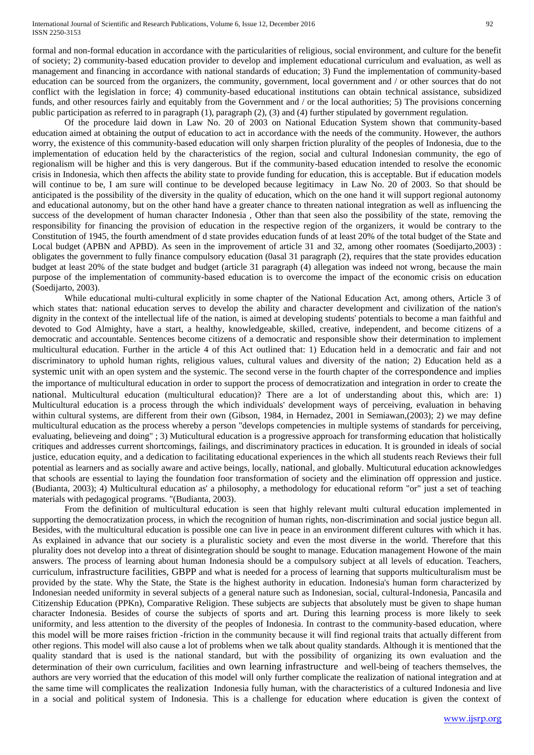formal and non-formal education in accordance with the particularities of religious, social environment, and culture for the benefit of society; 2) community-based education provider to develop and implement educational curriculum and evaluation, as well as management and financing in accordance with national standards of education; 3) Fund the implementation of community-based education can be sourced from the organizers, the community, government, local government and / or other sources that do not conflict with the legislation in force; 4) community-based educational institutions can obtain technical assistance, subsidized funds, and other resources fairly and equitably from the Government and / or the local authorities; 5) The provisions concerning public participation as referred to in paragraph (1), paragraph (2), (3) and (4) further stipulated by government regulation.

Of the procedure laid down in Law No. 20 of 2003 on National Education System shown that community-based education aimed at obtaining the output of education to act in accordance with the needs of the community. However, the authors worry, the existence of this community-based education will only sharpen friction plurality of the peoples of Indonesia, due to the implementation of education held by the characteristics of the region, social and cultural Indonesian community, the ego of regionalism will be higher and this is very dangerous. But if the community-based education intended to resolve the economic crisis in Indonesia, which then affects the ability state to provide funding for education, this is acceptable. But if education models will continue to be, I am sure will continue to be developed because legitimacy in Law No. 20 of 2003. So that should be anticipated is the possibility of the diversity in the quality of education, which on the one hand it will support regional autonomy and educational autonomy, but on the other hand have a greater chance to threaten national integration as well as influencing the success of the development of human character Indonesia , Other than that seen also the possibility of the state, removing the responsibility for financing the provision of education in the respective region of the organizers, it would be contrary to the Constitution of 1945, the fourth amendment of d state provides education funds of at least 20% of the total budget of the State and Local budget (APBN and APBD). As seen in the improvement of article 31 and 32, among other roomates (Soedijarto,2003) : obligates the government to fully finance compulsory education (0asal 31 paragraph (2), requires that the state provides education budget at least 20% of the state budget and budget (article 31 paragraph (4) allegation was indeed not wrong, because the main purpose of the implementation of community-based education is to overcome the impact of the economic crisis on education (Soedijarto, 2003).

While educational multi-cultural explicitly in some chapter of the National Education Act, among others, Article 3 of which states that: national education serves to develop the ability and character development and civilization of the nation's dignity in the context of the intellectual life of the nation, is aimed at developing students' potentials to become a man faithful and devoted to God Almighty, have a start, a healthy, knowledgeable, skilled, creative, independent, and become citizens of a democratic and accountable. Sentences become citizens of a democratic and responsible show their determination to implement multicultural education. Further in the article 4 of this Act outlined that: 1) Education held in a democratic and fair and not discriminatory to uphold human rights, religious values, cultural values and diversity of the nation; 2) Education held as a systemic unit with an open system and the systemic. The second verse in the fourth chapter of the correspondence and implies the importance of multicultural education in order to support the process of democratization and integration in order to create the national. Multicultural education (multicultural education)? There are a lot of understanding about this, which are: 1) Multicultural education is a process through the which individuals' development ways of perceiving, evaluation in behaving within cultural systems, are different from their own (Gibson, 1984, in Hernadez, 2001 in Semiawan,(2003); 2) we may define multicultural education as the process whereby a person "develops competencies in multiple systems of standards for perceiving, evaluating, believeing and doing" ; 3) Muticultural education is a progressive approach for transforming education that holistically critiques and addresses current shortcomings, failings, and discriminatory practices in education. It is grounded in ideals of social justice, education equity, and a dedication to facilitating educational experiences in the which all students reach Reviews their full potential as learners and as socially aware and active beings, locally, national, and globally. Multicutural education acknowledges that schools are essential to laying the foundation foor transformation of society and the elimination off oppression and justice. (Budianta, 2003); 4) Multicultural education as' a philosophy, a methodology for educational reform "or" just a set of teaching materials with pedagogical programs. "(Budianta, 2003).

From the definition of multicultural education is seen that highly relevant multi cultural education implemented in supporting the democratization process, in which the recognition of human rights, non-discrimination and social justice begun all. Besides, with the multicultural education is possible one can live in peace in an environment different cultures with which it has. As explained in advance that our society is a pluralistic society and even the most diverse in the world. Therefore that this plurality does not develop into a threat of disintegration should be sought to manage. Education management Howone of the main answers. The process of learning about human Indonesia should be a compulsory subject at all levels of education. Teachers, curriculum, infrastructure facilities, GBPP and what is needed for a process of learning that supports multiculturalism must be provided by the state. Why the State, the State is the highest authority in education. Indonesia's human form characterized by Indonesian needed uniformity in several subjects of a general nature such as Indonesian, social, cultural-Indonesia, Pancasila and Citizenship Education (PPKn), Comparative Religion. These subjects are subjects that absolutely must be given to shape human character Indonesia. Besides of course the subjects of sports and art. During this learning process is more likely to seek uniformity, and less attention to the diversity of the peoples of Indonesia. In contrast to the community-based education, where this model will be more raises friction -friction in the community because it will find regional traits that actually different from other regions. This model will also cause a lot of problems when we talk about quality standards. Although it is mentioned that the quality standard that is used is the national standard, but with the possibility of organizing its own evaluation and the determination of their own curriculum, facilities and own learning infrastructure and well-being of teachers themselves, the authors are very worried that the education of this model will only further complicate the realization of national integration and at the same time will complicates the realization Indonesia fully human, with the characteristics of a cultured Indonesia and live in a social and political system of Indonesia. This is a challenge for education where education is given the context of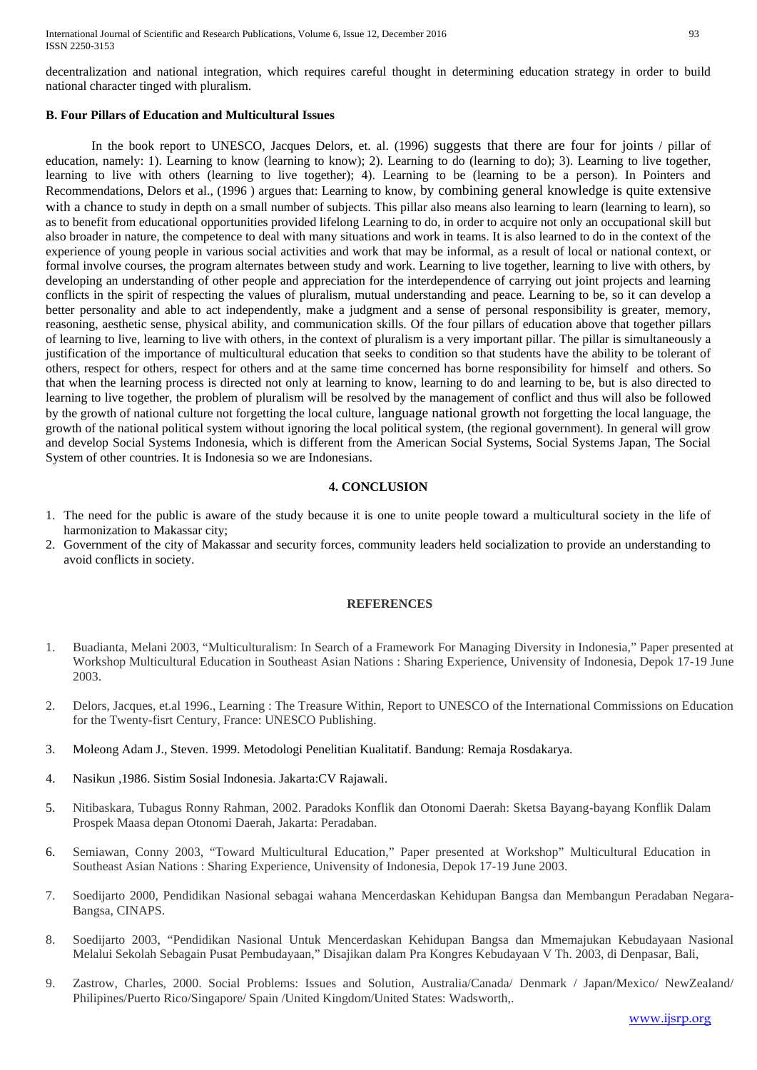decentralization and national integration, which requires careful thought in determining education strategy in order to build national character tinged with pluralism.

### B. Four Pillars of Education and Multicultural Issues

In the book report to UNESCO, Jacques Delors, et. al. (1996) suggests that there are four for joints / pillar of education, namely: 1). Learning to know (learning to know); 2). Learning to do (learning to do); 3). Learning to live together, learning to live with others (learning to live together); 4). Learning to be (learning to be a person). In Pointers and Recommendations, Delors et al., (1996 ) argues that: Learning to know, by combining general knowledge is quite extensive with a chance to study in depth on a small number of subjects. This pillar also means also learning to learn (learning to learn), so as to benefit from educational opportunities provided lifelong Learning to do, in order to acquire not only an occupational skill but also broader in nature, the competence to deal with many situations and work in teams. It is also learned to do in the context of the experience of young people in various social activities and work that may be informal, as a result of local or national context, or formal involve courses, the program alternates between study and work. Learning to live together, learning to live with others, by developing an understanding of other people and appreciation for the interdependence of carrying out joint projects and learning conflicts in the spirit of respecting the values of pluralism, mutual understanding and peace. Learning to be, so it can develop a better personality and able to act independently, make a judgment and a sense of personal responsibility is greater, memory, reasoning, aesthetic sense, physical ability, and communication skills. Of the four pillars of education above that together pillars of learning to live, learning to live with others, in the context of pluralism is a very important pillar. The pillar is simultaneously a justification of the importance of multicultural education that seeks to condition so that students have the ability to be tolerant of others, respect for others, respect for others and at the same time concerned has borne responsibility for himself and others. So that when the learning process is directed not only at learning to know, learning to do and learning to be, but is also directed to learning to live together, the problem of pluralism will be resolved by the management of conflict and thus will also be followed by the growth of national culture not forgetting the local culture, language national growth not forgetting the local language, the growth of the national political system without ignoring the local political system, (the regional government). In general will grow and develop Social Systems Indonesia, which is different from the American Social Systems, Social Systems Japan, The Social System of other countries. It is Indonesia so we are Indonesians.

## 4. CONCLUSION

1. The need for the public is aware of the study because it is one to unite people toward a multicultural society in the life of harmonization to Makassar city;
2. Government of the city of Makassar and security forces, community leaders held socialization to provide an understanding to avoid conflicts in society.

## REFERENCES

1. Buadianta, Melani 2003, "Multiculturalism: In Search of a Framework For Managing Diversity in Indonesia," Paper presented at Workshop Multicultural Education in Southeast Asian Nations : Sharing Experience, Univensity of Indonesia, Depok 17-19 June 2003.
2. Delors, Jacques, et.al 1996., Learning : The Treasure Within, Report to UNESCO of the International Commissions on Education for the Twenty-fisrt Century, France: UNESCO Publishing.
3. Moleong Adam J., Steven. 1999. Metodologi Penelitian Kualitatif. Bandung: Remaja Rosdakarya.
4. Nasikun ,1986. Sistim Sosial Indonesia. Jakarta:CV Rajawali.
5. Nitibaskara, Tubagus Ronny Rahman, 2002. Paradoks Konflik dan Otonomi Daerah: Sketsa Bayang-bayang Konflik Dalam Prospek Maasa depan Otonomi Daerah, Jakarta: Peradaban.
6. Semiawan, Conny 2003, "Toward Multicultural Education," Paper presented at Workshop" Multicultural Education in Southeast Asian Nations : Sharing Experience, Univensity of Indonesia, Depok 17-19 June 2003.
7. Soedijarto 2000, Pendidikan Nasional sebagai wahana Mencerdaskan Kehidupan Bangsa dan Membangun Peradaban Negara-Bangsa, CINAPS.
8. Soedijarto 2003, "Pendidikan Nasional Untuk Mencerdaskan Kehidupan Bangsa dan Mmemajukan Kebudayaan Nasional Melalui Sekolah Sebagain Pusat Pembudayaan," Disajikan dalam Pra Kongres Kebudayaan V Th. 2003, di Denpasar, Bali,
9. Zastrow, Charles, 2000. Social Problems: Issues and Solution, Australia/Canada/ Denmark / Japan/Mexico/ NewZealand/ Philipines/Puerto Rico/Singapore/ Spain /United Kingdom/United States: Wadsworth,.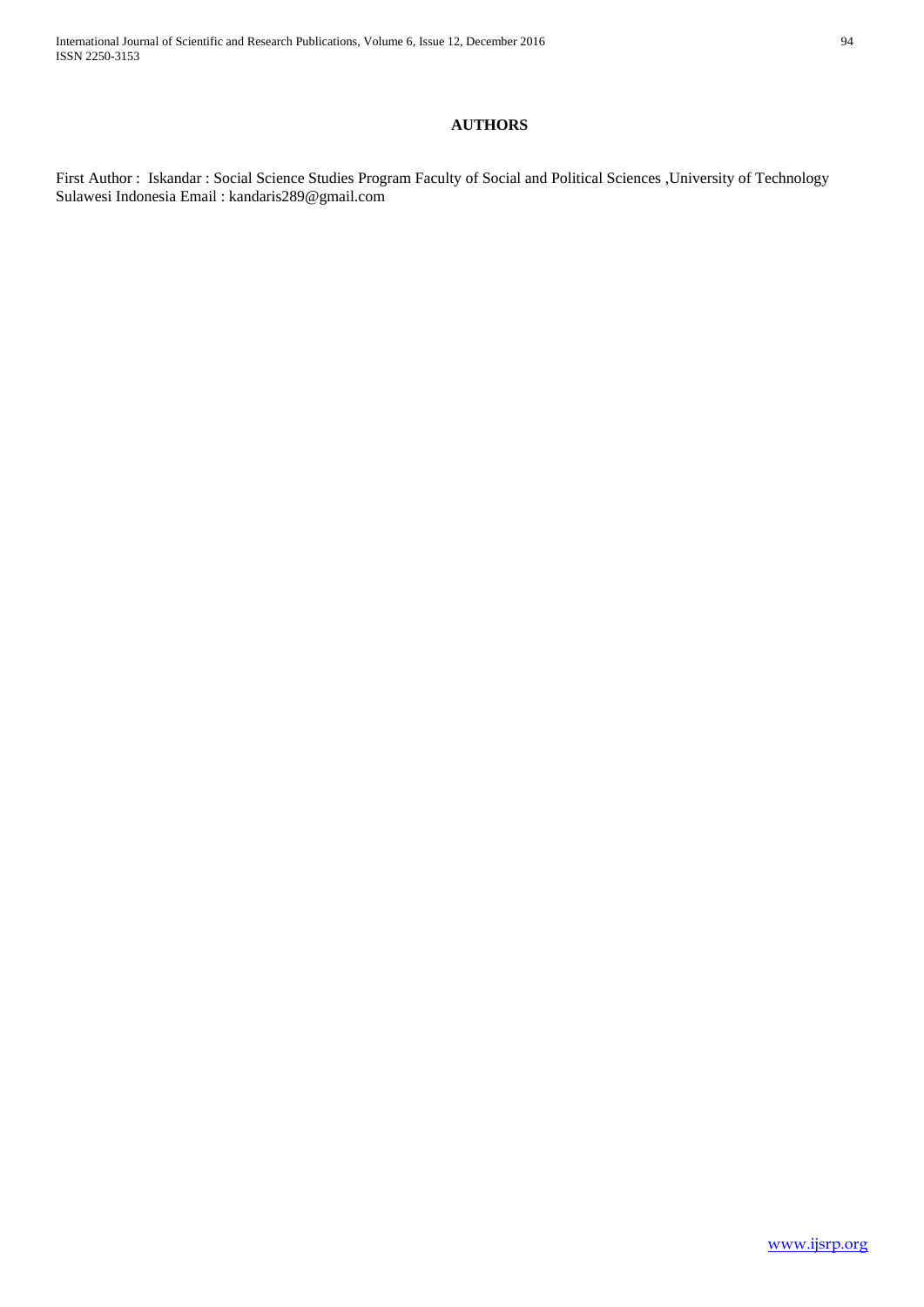## AUTHORS

First Author : Iskandar : Social Science Studies Program Faculty of Social and Political Sciences ,University of Technology Sulawesi Indonesia Email : kandaris289@gmail.com